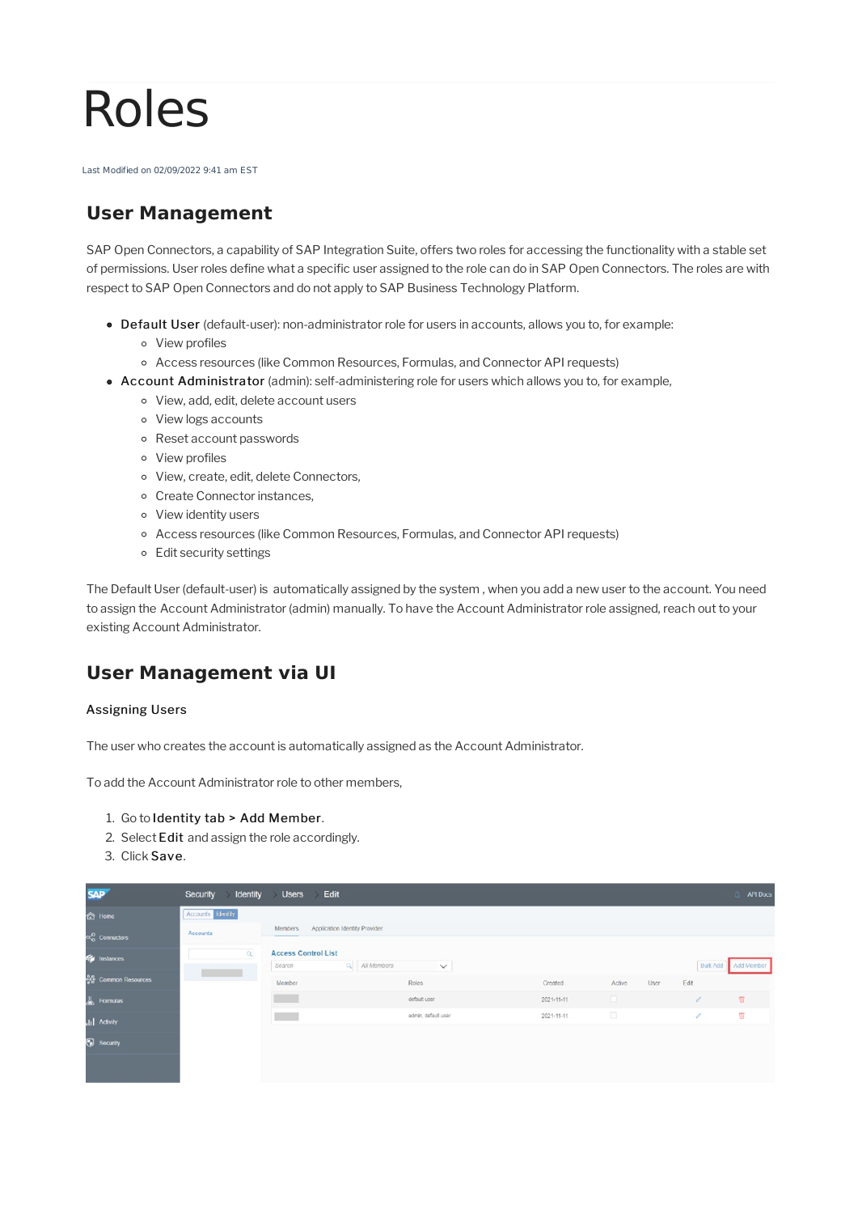# Roles

Last Modified on 02/09/2022 9:41 am EST

## User Management

SAP Open Connectors, a capability of SAP Integration Suite, offers two roles for accessing the functionality with a stable set of permissions. User roles define what a specific user assigned to the role can do in SAP Open Connectors. The roles are with respect to SAP Open Connectors and do not apply to SAP Business Technology Platform.

- **Default User** (default-user): non-administrator role for users in accounts, allows you to, for example:
  - View profiles
  - Access resources (like Common Resources, Formulas, and Connector API requests)
- **Account Administrator** (admin): self-administering role for users which allows you to, for example,
  - View, add, edit, delete account users
  - View logs accounts
  - Reset account passwords
  - View profiles
  - View, create, edit, delete Connectors,
  - Create Connector instances,
  - View identity users
  - Access resources (like Common Resources, Formulas, and Connector API requests)
  - Edit security settings

The Default User (default-user) is automatically assigned by the system , when you add a new user to the account. You need to assign the Account Administrator (admin) manually. To have the Account Administrator role assigned, reach out to your existing Account Administrator.

## User Management via UI

### Assigning Users

The user who creates the account is automatically assigned as the Account Administrator.

To add the Account Administrator role to other members,

1. Go to **Identity tab > Add Member**.
2. Select **Edit** and assign the role accordingly.
3. Click **Save**.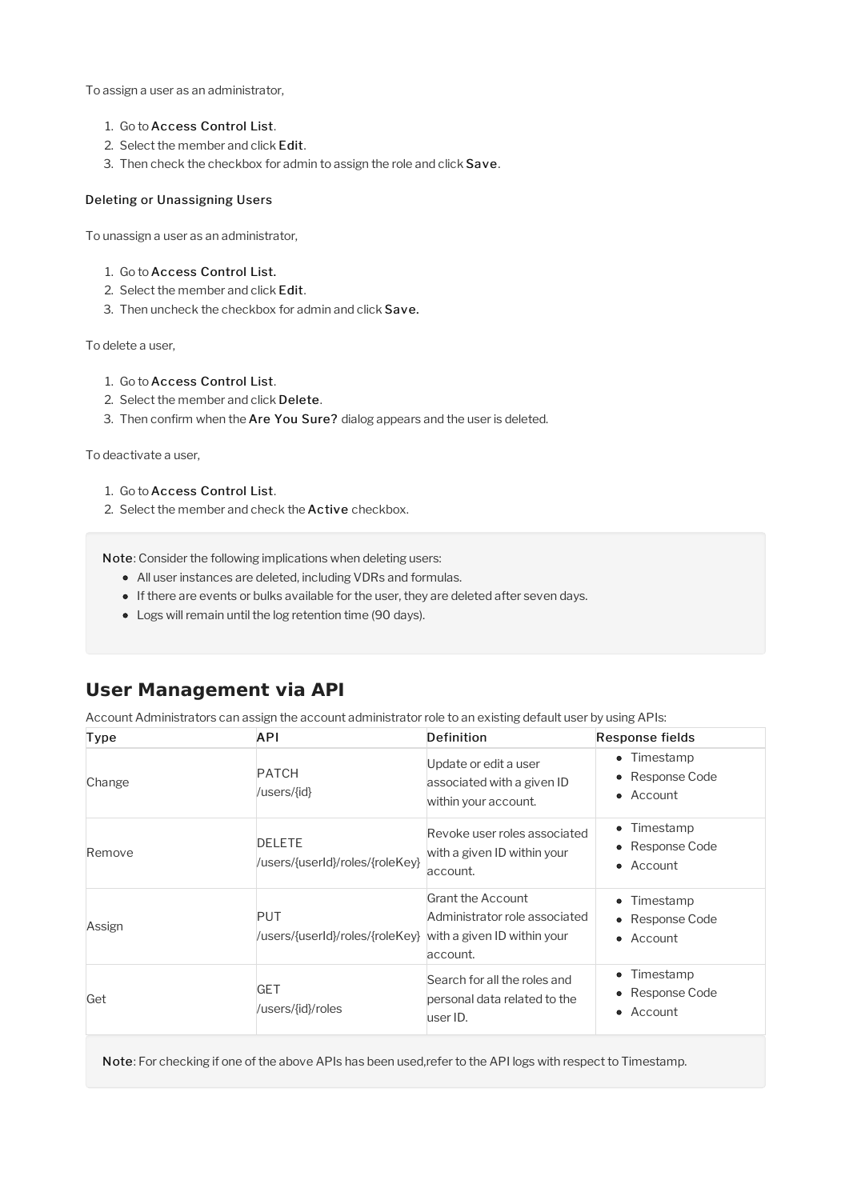To assign a user as an administrator,

1. Go to **Access Control List**.
2. Select the member and click **Edit**.
3. Then check the checkbox for admin to assign the role and click **Save**.

#### Deleting or Unassigning Users

To unassign a user as an administrator,

1. Go to **Access Control List.**
2. Select the member and click **Edit**.
3. Then uncheck the checkbox for admin and click **Save.**

To delete a user,

1. Go to **Access Control List**.
2. Select the member and click **Delete**.
3. Then confirm when the **Are You Sure?** dialog appears and the user is deleted.

To deactivate a user,

1. Go to **Access Control List**.
2. Select the member and check the **Active** checkbox.

> **Note**: Consider the following implications when deleting users:
> - All user instances are deleted, including VDRs and formulas.
> - If there are events or bulks available for the user, they are deleted after seven days.
> - Logs will remain until the log retention time (90 days).

## User Management via API

Account Administrators can assign the account administrator role to an existing default user by using APIs:

| Type | API | Definition | Response fields |
|---|---|---|---|
| Change | PATCH /users/{id} | Update or edit a user associated with a given ID within your account. | • Timestamp<br>• Response Code<br>• Account |
| Remove | DELETE /users/{userId}/roles/{roleKey} | Revoke user roles associated with a given ID within your account. | • Timestamp<br>• Response Code<br>• Account |
| Assign | PUT /users/{userId}/roles/{roleKey} | Grant the Account Administrator role associated with a given ID within your account. | • Timestamp<br>• Response Code<br>• Account |
| Get | GET /users/{id}/roles | Search for all the roles and personal data related to the user ID. | • Timestamp<br>• Response Code<br>• Account |

> **Note**: For checking if one of the above APIs has been used,refer to the API logs with respect to Timestamp.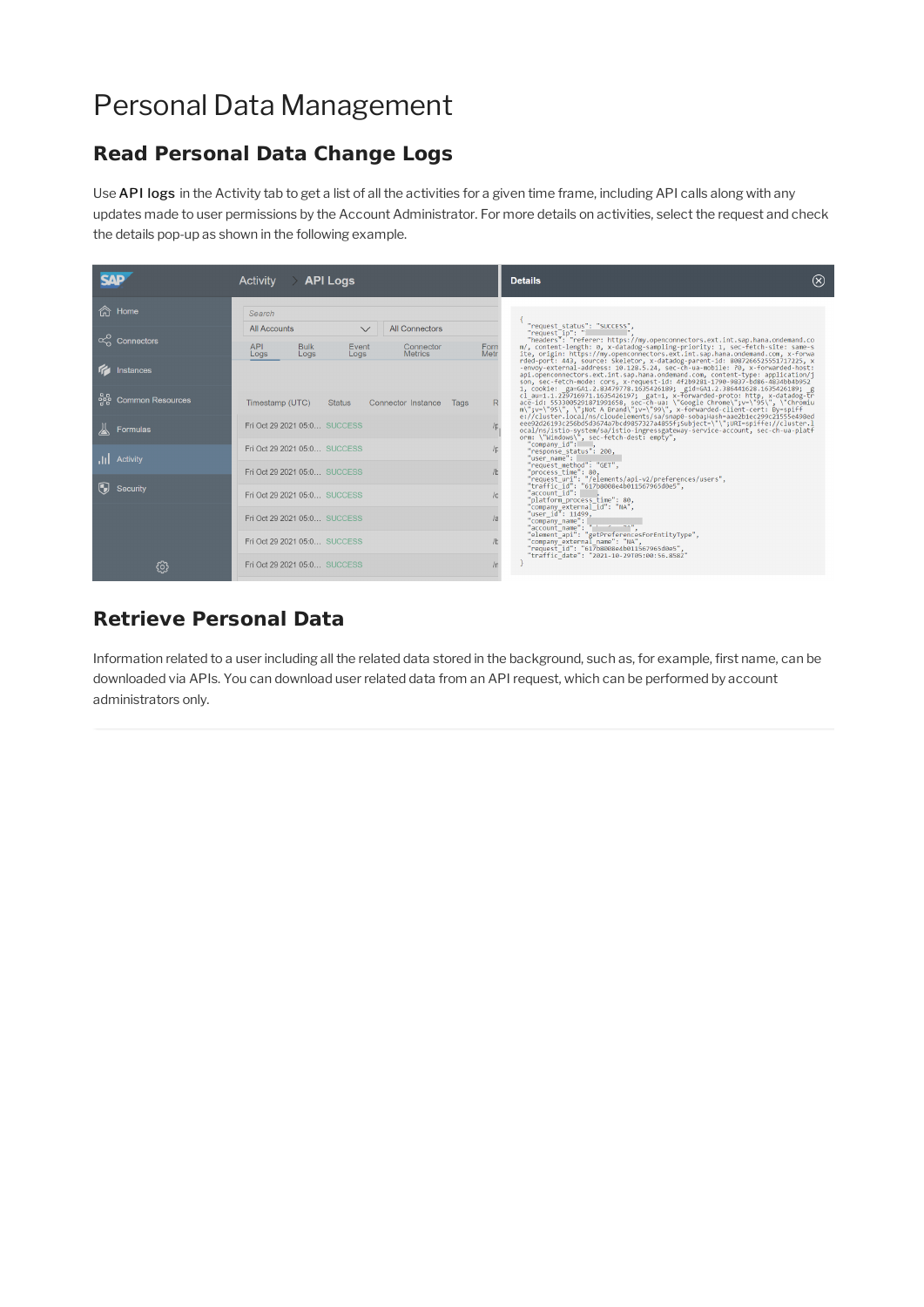# Personal Data Management

## Read Personal Data Change Logs

Use **API logs** in the Activity tab to get a list of all the activities for a given time frame, including API calls along with any updates made to user permissions by the Account Administrator. For more details on activities, select the request and check the details pop-up as shown in the following example.

## Retrieve Personal Data

Information related to a user including all the related data stored in the background, such as, for example, first name, can be downloaded via APIs. You can download user related data from an API request, which can be performed by account administrators only.